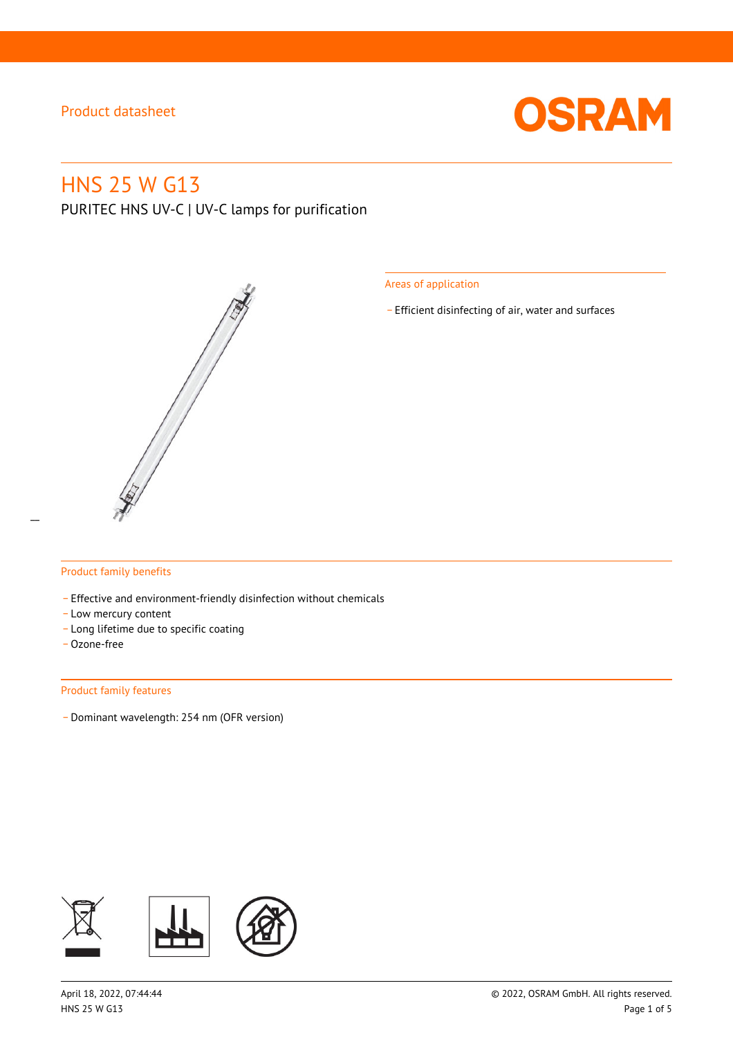Product datasheet

# HNS 25 W G13

PURITEC HNS UV-C | UV-C lamps for purification

## Areas of application

- Efficient disinfecting of air, water and surfaces

## Product family benefits

- Effective and environment-friendly disinfection without chemicals
- Low mercury content
- Long lifetime due to specific coating
- Ozone-free

## Product family features

- Dominant wavelength: 254 nm (OFR version)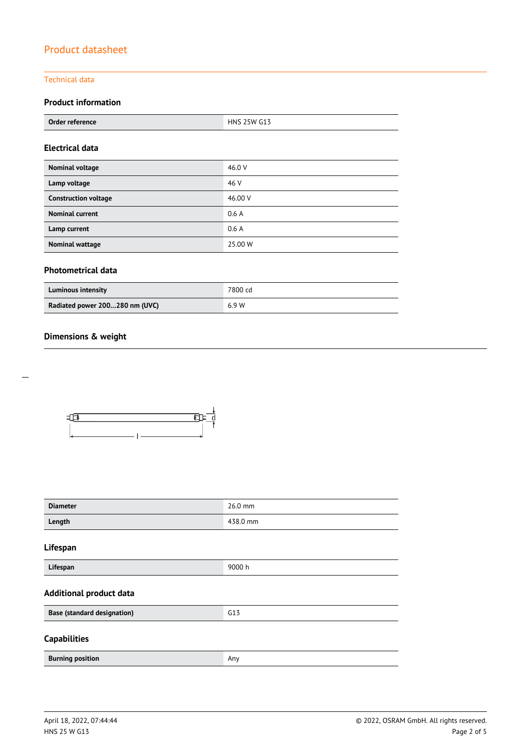# Product datasheet

## Technical data

### Product information

| Order reference | HNS 25W G13 |
|---|---|

### Electrical data

| Nominal voltage | 46.0 V |
|---|---|
| Lamp voltage | 46 V |
| Construction voltage | 46.00 V |
| Nominal current | 0.6 A |
| Lamp current | 0.6 A |
| Nominal wattage | 25.00 W |

### Photometrical data

| Luminous intensity | 7800 cd |
|---|---|
| Radiated power 200...280 nm (UVC) | 6.9 W |

### Dimensions & weight

| Diameter | 26.0 mm |
|---|---|
| Length | 438.0 mm |

### Lifespan

| Lifespan | 9000 h |
|---|---|

### Additional product data

| Base (standard designation) | G13 |
|---|---|

### Capabilities

| Burning position | Any |
|---|---|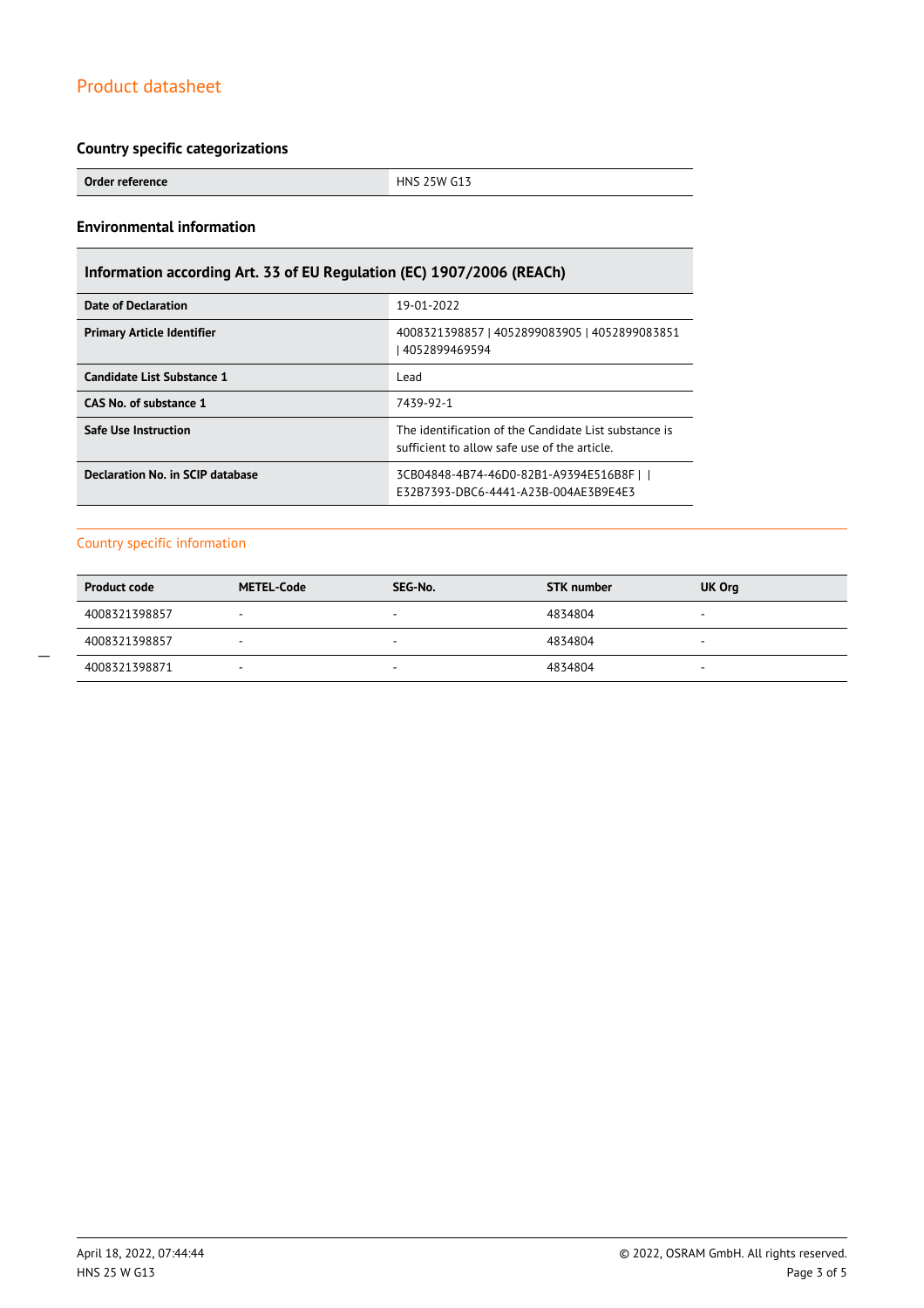### Country specific categorizations

| Order reference | HNS 25W G13 |
| --- | --- |

### Environmental information

| Information according Art. 33 of EU Regulation (EC) 1907/2006 (REACh) | |
| --- | --- |
| **Date of Declaration** | 19-01-2022 |
| **Primary Article Identifier** | 4008321398857 \| 4052899083905 \| 4052899083851 \| 4052899469594 |
| **Candidate List Substance 1** | Lead |
| **CAS No. of substance 1** | 7439-92-1 |
| **Safe Use Instruction** | The identification of the Candidate List substance is sufficient to allow safe use of the article. |
| **Declaration No. in SCIP database** | 3CB04848-4B74-46D0-82B1-A9394E516B8F \| \| E32B7393-DBC6-4441-A23B-004AE3B9E4E3 |

## Country specific information

| Product code | METEL-Code | SEG-No. | STK number | UK Org |
| --- | --- | --- | --- | --- |
| 4008321398857 | - | - | 4834804 | - |
| 4008321398857 | - | - | 4834804 | - |
| 4008321398871 | - | - | 4834804 | - |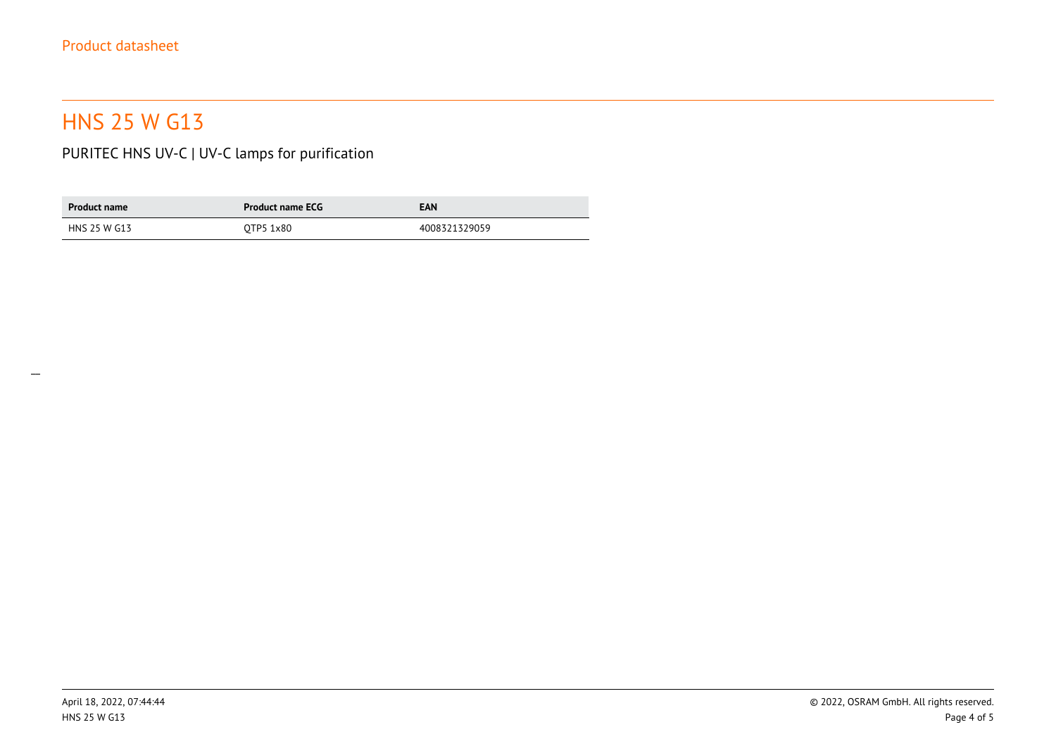# HNS 25 W G13

PURITEC HNS UV-C | UV-C lamps for purification

| Product name | Product name ECG | EAN |
| --- | --- | --- |
| HNS 25 W G13 | QTP5 1x80 | 4008321329059 |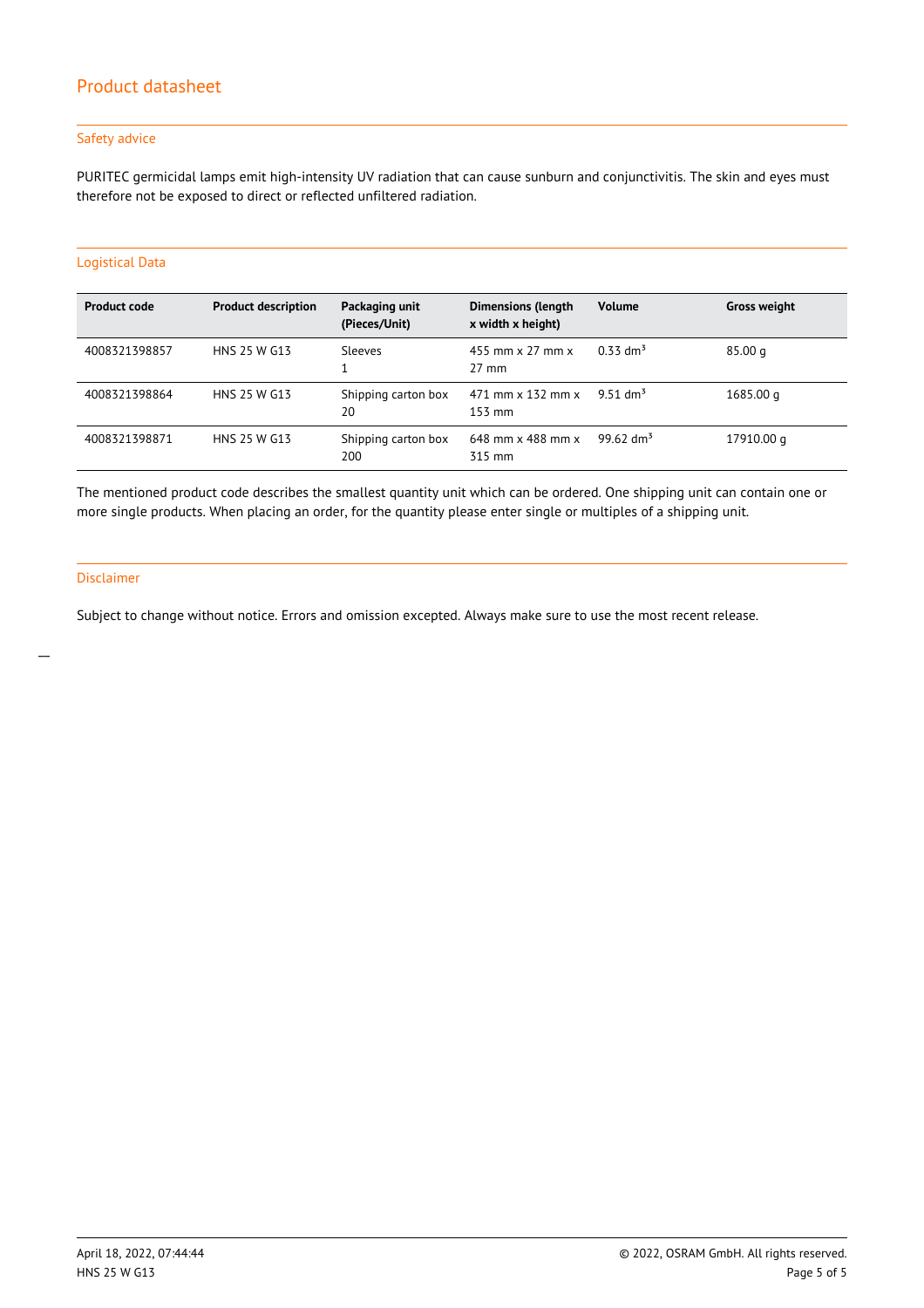## Safety advice

PURITEC germicidal lamps emit high-intensity UV radiation that can cause sunburn and conjunctivitis. The skin and eyes must therefore not be exposed to direct or reflected unfiltered radiation.

## Logistical Data

| Product code | Product description | Packaging unit (Pieces/Unit) | Dimensions (length x width x height) | Volume | Gross weight |
|---|---|---|---|---|---|
| 4008321398857 | HNS 25 W G13 | Sleeves 1 | 455 mm x 27 mm x 27 mm | 0.33 $dm^3$ | 85.00 g |
| 4008321398864 | HNS 25 W G13 | Shipping carton box 20 | 471 mm x 132 mm x 153 mm | 9.51 $dm^3$ | 1685.00 g |
| 4008321398871 | HNS 25 W G13 | Shipping carton box 200 | 648 mm x 488 mm x 315 mm | 99.62 $dm^3$ | 17910.00 g |

The mentioned product code describes the smallest quantity unit which can be ordered. One shipping unit can contain one or more single products. When placing an order, for the quantity please enter single or multiples of a shipping unit.

## Disclaimer

Subject to change without notice. Errors and omission excepted. Always make sure to use the most recent release.